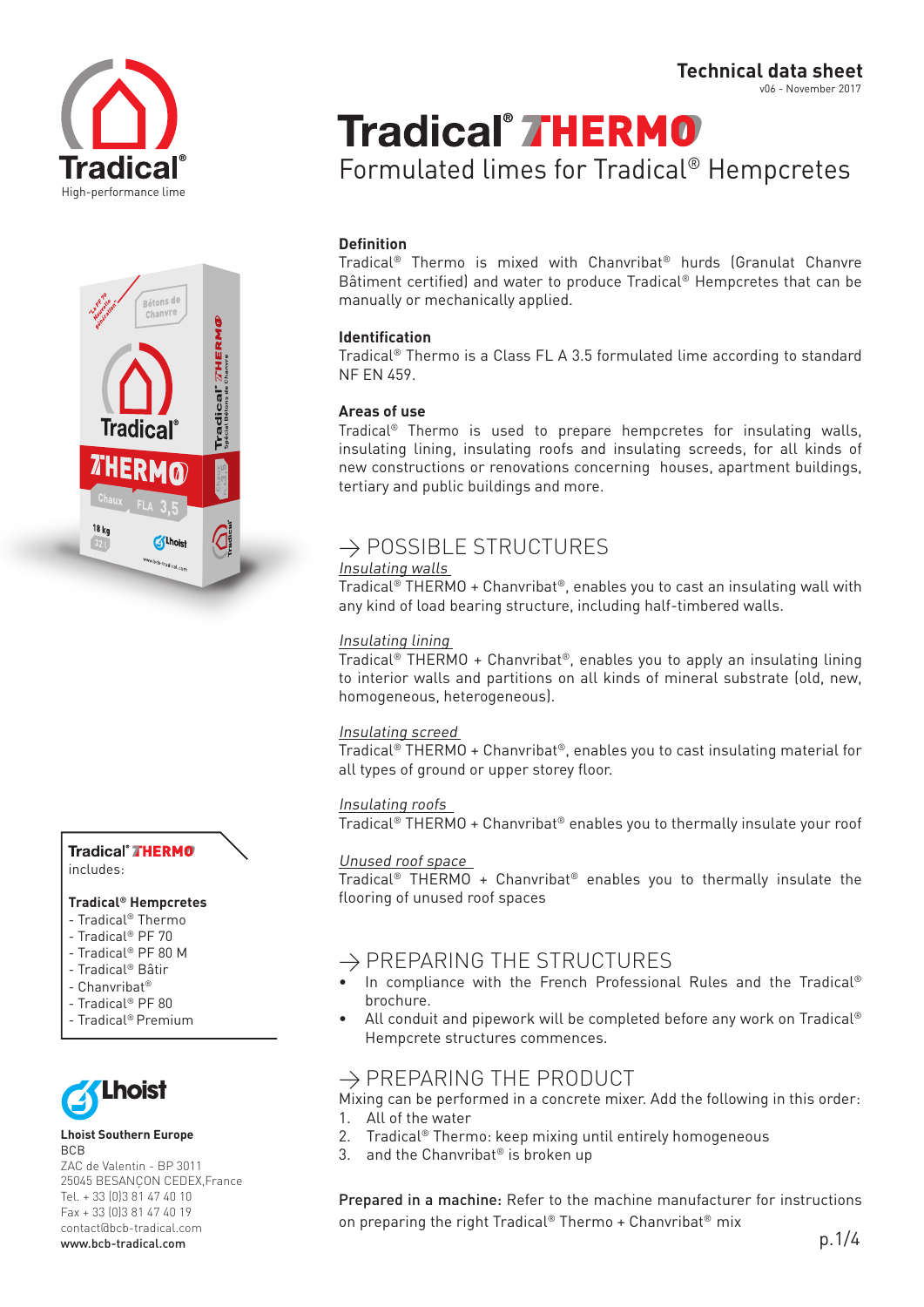Technical data sheet
v06 - November 2017

# Tradical® THERMO

Formulated limes for Tradical® Hempcretes

Tradical®
High-performance lime

**Definition**
Tradical® Thermo is mixed with Chanvribat® hurds (Granulat Chanvre Bâtiment certified) and water to produce Tradical® Hempcretes that can be manually or mechanically applied.

**Identification**
Tradical® Thermo is a Class FL A 3.5 formulated lime according to standard NF EN 459.

**Areas of use**
Tradical® Thermo is used to prepare hempcretes for insulating walls, insulating lining, insulating roofs and insulating screeds, for all kinds of new constructions or renovations concerning houses, apartment buildings, tertiary and public buildings and more.

## → POSSIBLE STRUCTURES

*Insulating walls*
Tradical® THERMO + Chanvribat®, enables you to cast an insulating wall with any kind of load bearing structure, including half-timbered walls.

*Insulating lining*
Tradical® THERMO + Chanvribat®, enables you to apply an insulating lining to interior walls and partitions on all kinds of mineral substrate (old, new, homogeneous, heterogeneous).

*Insulating screed*
Tradical® THERMO + Chanvribat®, enables you to cast insulating material for all types of ground or upper storey floor.

*Insulating roofs*
Tradical® THERMO + Chanvribat® enables you to thermally insulate your roof

*Unused roof space*
Tradical® THERMO + Chanvribat® enables you to thermally insulate the flooring of unused roof spaces

## → PREPARING THE STRUCTURES

- In compliance with the French Professional Rules and the Tradical® brochure.
- All conduit and pipework will be completed before any work on Tradical® Hempcrete structures commences.

## → PREPARING THE PRODUCT

Mixing can be performed in a concrete mixer. Add the following in this order:

1. All of the water
2. Tradical® Thermo: keep mixing until entirely homogeneous
3. and the Chanvribat® is broken up

**Prepared in a machine:** Refer to the machine manufacturer for instructions on preparing the right Tradical® Thermo + Chanvribat® mix

**Tradical® THERMO** includes:

**Tradical® Hempcretes**
- Tradical® Thermo
- Tradical® PF 70
- Tradical® PF 80 M
- Tradical® Bâtir
- Chanvribat®
- Tradical® PF 80
- Tradical® Premium

Lhoist

**Lhoist Southern Europe**
BCB
ZAC de Valentin - BP 3011
25045 BESANÇON CEDEX,France
Tel. + 33 (0)3 81 47 40 10
Fax + 33 (0)3 81 47 40 19
contact@bcb-tradical.com
www.bcb-tradical.com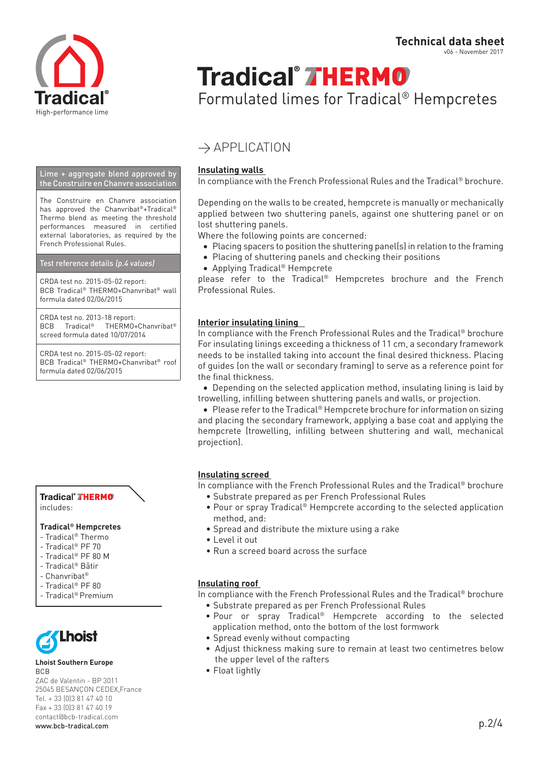Technical data sheet
v06 - November 2017

# Tradical® THERMO

Formulated limes for Tradical® Hempcretes

**Tradical®**
High-performance lime

## → APPLICATION

### Insulating walls

In compliance with the French Professional Rules and the Tradical® brochure.

Depending on the walls to be created, hempcrete is manually or mechanically applied between two shuttering panels, against one shuttering panel or on lost shuttering panels.
Where the following points are concerned:

- Placing spacers to position the shuttering panel(s) in relation to the framing
- Placing of shuttering panels and checking their positions
- Applying Tradical® Hempcrete

please refer to the Tradical® Hempcretes brochure and the French Professional Rules.

### Interior insulating lining

In compliance with the French Professional Rules and the Tradical® brochure
For insulating linings exceeding a thickness of 11 cm, a secondary framework needs to be installed taking into account the final desired thickness. Placing of guides (on the wall or secondary framing) to serve as a reference point for the final thickness.

- Depending on the selected application method, insulating lining is laid by trowelling, infilling between shuttering panels and walls, or projection.
- Please refer to the Tradical® Hempcrete brochure for information on sizing and placing the secondary framework, applying a base coat and applying the hempcrete (trowelling, infilling between shuttering and wall, mechanical projection).

### Insulating screed

In compliance with the French Professional Rules and the Tradical® brochure

- Substrate prepared as per French Professional Rules
- Pour or spray Tradical® Hempcrete according to the selected application method, and:
- Spread and distribute the mixture using a rake
- Level it out
- Run a screed board across the surface

### Insulating roof

In compliance with the French Professional Rules and the Tradical® brochure

- Substrate prepared as per French Professional Rules
- Pour or spray Tradical® Hempcrete according to the selected application method, onto the bottom of the lost formwork
- Spread evenly without compacting
- Adjust thickness making sure to remain at least two centimetres below the upper level of the rafters
- Float lightly

---

**Lime + aggregate blend approved by the Construire en Chanvre association**

The Construire en Chanvre association has approved the Chanvribat®+Tradical® Thermo blend as meeting the threshold performances measured in certified external laboratories, as required by the French Professional Rules.

**Test reference details** *(p.4 values)*

CRDA test no. 2015-05-02 report:
BCB Tradical® THERMO+Chanvribat® wall formula dated 02/06/2015

CRDA test no. 2013-18 report:
BCB Tradical® THERMO+Chanvribat® screed formula dated 10/07/2014

CRDA test no. 2015-05-02 report:
BCB Tradical® THERMO+Chanvribat® roof formula dated 02/06/2015

---

**Tradical® THERMO** includes:

**Tradical® Hempcretes**
- Tradical® Thermo
- Tradical® PF 70
- Tradical® PF 80 M
- Tradical® Bâtir
- Chanvribat®
- Tradical® PF 80
- Tradical® Premium

---

**Lhoist**

**Lhoist Southern Europe**
BCB
ZAC de Valentin - BP 3011
25045 BESANÇON CEDEX,France
Tel. + 33 (0)3 81 47 40 10
Fax + 33 (0)3 81 47 40 19
contact@bcb-tradical.com
**www.bcb-tradical.com**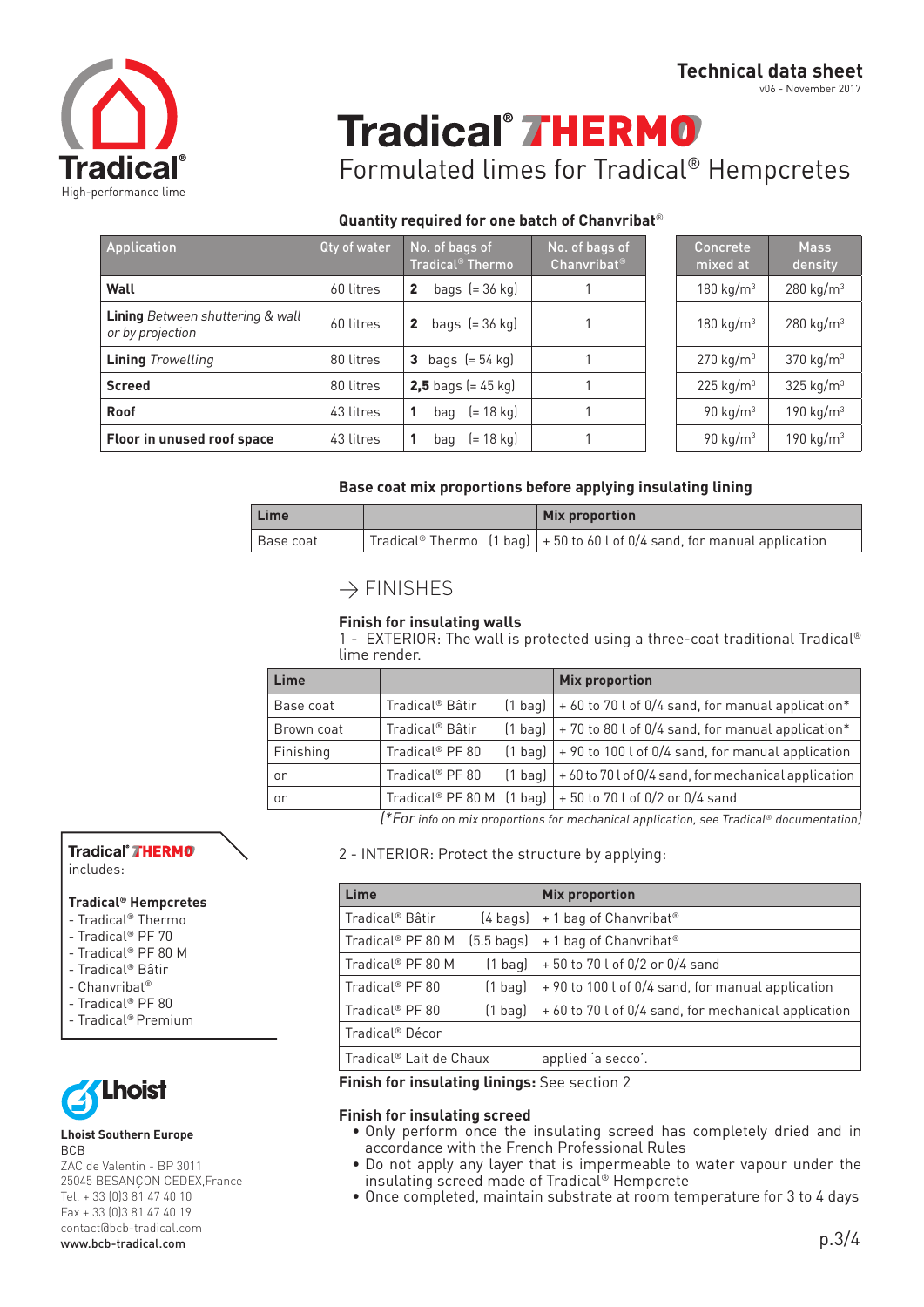# Technical data sheet

v06 - November 2017

# Tradical® THERMO

## Formulated limes for Tradical® Hempcretes

### Quantity required for one batch of Chanvribat®

| Application | Qty of water | No. of bags of Tradical® Thermo | No. of bags of Chanvribat® | Concrete mixed at | Mass density |
|---|---|---|---|---|---|
| **Wall** | 60 litres | **2** bags (= 36 kg) | 1 | 180 kg/m³ | 280 kg/m³ |
| **Lining** *Between shuttering & wall or by projection* | 60 litres | **2** bags (= 36 kg) | 1 | 180 kg/m³ | 280 kg/m³ |
| **Lining** *Trowelling* | 80 litres | **3** bags (= 54 kg) | 1 | 270 kg/m³ | 370 kg/m³ |
| **Screed** | 80 litres | **2,5** bags (= 45 kg) | 1 | 225 kg/m³ | 325 kg/m³ |
| **Roof** | 43 litres | **1** bag (= 18 kg) | 1 | 90 kg/m³ | 190 kg/m³ |
| **Floor in unused roof space** | 43 litres | **1** bag (= 18 kg) | 1 | 90 kg/m³ | 190 kg/m³ |

### Base coat mix proportions before applying insulating lining

| Lime | | Mix proportion |
|---|---|---|
| Base coat | Tradical® Thermo (1 bag) | + 50 to 60 l of 0/4 sand, for manual application |

## → FINISHES

### Finish for insulating walls

1 - EXTERIOR: The wall is protected using a three-coat traditional Tradical® lime render.

| Lime | | Mix proportion |
|---|---|---|
| Base coat | Tradical® Bâtir (1 bag) | + 60 to 70 l of 0/4 sand, for manual application* |
| Brown coat | Tradical® Bâtir (1 bag) | + 70 to 80 l of 0/4 sand, for manual application* |
| Finishing | Tradical® PF 80 (1 bag) | + 90 to 100 l of 0/4 sand, for manual application |
| or | Tradical® PF 80 (1 bag) | + 60 to 70 l of 0/4 sand, for mechanical application |
| or | Tradical® PF 80 M (1 bag) | + 50 to 70 l of 0/2 or 0/4 sand |

(*For info on mix proportions for mechanical application, see Tradical® documentation)

2 - INTERIOR: Protect the structure by applying:

| Lime | Mix proportion |
|---|---|
| Tradical® Bâtir (4 bags) | + 1 bag of Chanvribat® |
| Tradical® PF 80 M (5.5 bags) | + 1 bag of Chanvribat® |
| Tradical® PF 80 M (1 bag) | + 50 to 70 l of 0/2 or 0/4 sand |
| Tradical® PF 80 (1 bag) | + 90 to 100 l of 0/4 sand, for manual application |
| Tradical® PF 80 (1 bag) | + 60 to 70 l of 0/4 sand, for mechanical application |
| Tradical® Décor | |
| Tradical® Lait de Chaux | applied 'a secco'. |

**Finish for insulating linings:** See section 2

### Finish for insulating screed

- Only perform once the insulating screed has completely dried and in accordance with the French Professional Rules
- Do not apply any layer that is impermeable to water vapour under the insulating screed made of Tradical® Hempcrete
- Once completed, maintain substrate at room temperature for 3 to 4 days

**Tradical® THERMO** includes:

**Tradical® Hempcretes**
- Tradical® Thermo
- Tradical® PF 70
- Tradical® PF 80 M
- Tradical® Bâtir
- Chanvribat®
- Tradical® PF 80
- Tradical® Premium

**Lhoist Southern Europe**
BCB
ZAC de Valentin - BP 3011
25045 BESANÇON CEDEX,France
Tel. + 33 (0)3 81 47 40 10
Fax + 33 (0)3 81 47 40 19
contact@bcb-tradical.com
www.bcb-tradical.com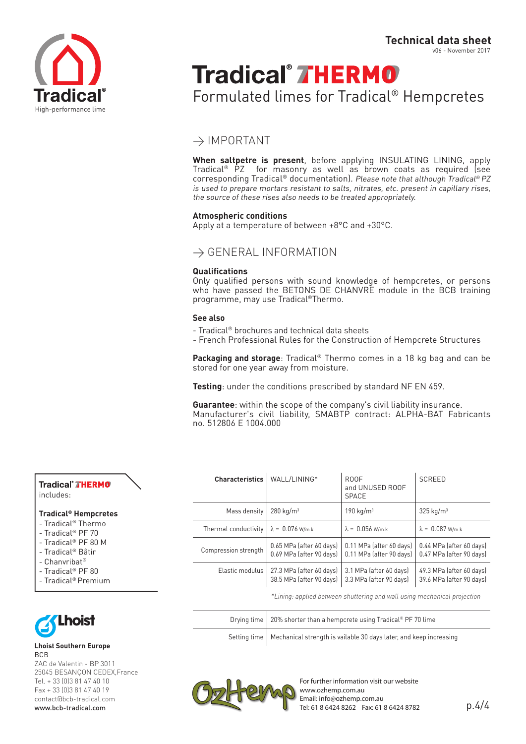Tradical® High-performance lime

# Technical data sheet

v06 - November 2017

# Tradical® THERMO

## Formulated limes for Tradical® Hempcretes

## → IMPORTANT

**When saltpetre is present**, before applying INSULATING LINING, apply Tradical® PZ for masonry as well as brown coats as required (see corresponding Tradical® documentation). *Please note that although Tradical® PZ is used to prepare mortars resistant to salts, nitrates, etc. present in capillary rises, the source of these rises also needs to be treated appropriately.*

**Atmospheric conditions**
Apply at a temperature of between +8°C and +30°C.

## → GENERAL INFORMATION

**Qualifications**
Only qualified persons with sound knowledge of hempcretes, or persons who have passed the BETONS DE CHANVRE module in the BCB training programme, may use Tradical®Thermo.

**See also**

- Tradical® brochures and technical data sheets
- French Professional Rules for the Construction of Hempcrete Structures

**Packaging and storage**: Tradical® Thermo comes in a 18 kg bag and can be stored for one year away from moisture.

**Testing**: under the conditions prescribed by standard NF EN 459.

**Guarantee**: within the scope of the company's civil liability insurance.
Manufacturer's civil liability, SMABTP contract: ALPHA-BAT Fabricants no. 512806 E 1004.000

**Tradical® THERMO** includes:

**Tradical® Hempcretes**

- Tradical® Thermo
- Tradical® PF 70
- Tradical® PF 80 M
- Tradical® Bâtir
- Chanvribat®
- Tradical® PF 80
- Tradical® Premium

| Characteristics | WALL/LINING* | ROOF and UNUSED ROOF SPACE | SCREED |
|---|---|---|---|
| Mass density | 280 kg/m³ | 190 kg/m³ | 325 kg/m³ |
| Thermal conductivity | $\lambda$ = 0.076 W/m.k | $\lambda$ = 0.056 W/m.k | $\lambda$ = 0.087 W/m.k |
| Compression strength | 0.65 MPa (after 60 days)<br>0.69 MPa (after 90 days) | 0.11 MPa (after 60 days)<br>0.11 MPa (after 90 days) | 0.44 MPa (after 60 days)<br>0.47 MPa (after 90 days) |
| Elastic modulus | 27.3 MPa (after 60 days)<br>38.5 MPa (after 90 days) | 3.1 MPa (after 60 days)<br>3.3 MPa (after 90 days) | 49.3 MPa (after 60 days)<br>39.6 MPa (after 90 days) |

*\*Lining: applied between shuttering and wall using mechanical projection*

| | |
|---|---|
| Drying time | 20% shorter than a hempcrete using Tradical® PF 70 lime |
| Setting time | Mechanical strength is vailable 30 days later, and keep increasing |

Lhoist

**Lhoist Southern Europe**
BCB
ZAC de Valentin - BP 3011
25045 BESANÇON CEDEX,France
Tel. + 33 (0)3 81 47 40 10
Fax + 33 (0)3 81 47 40 19
contact@bcb-tradical.com
www.bcb-tradical.com

OzHemp

For further information visit our website
www.ozhemp.com.au
Email: info@ozhemp.com.au
Tel: 61 8 6424 8262 Fax: 61 8 6424 8782